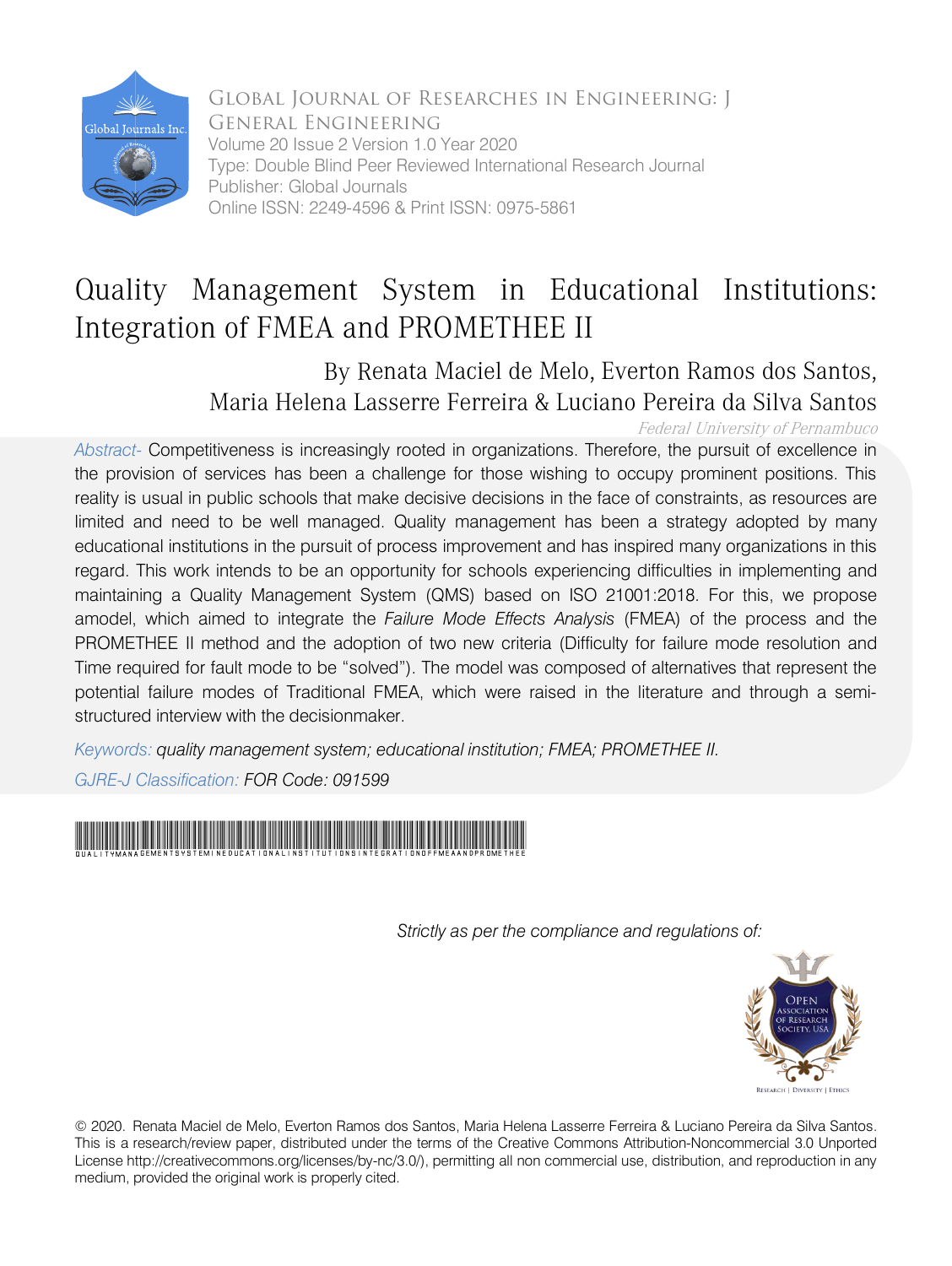Global Journal of Researches in Engineering: J General Engineering
Volume 20 Issue 2 Version 1.0 Year 2020
Type: Double Blind Peer Reviewed International Research Journal
Publisher: Global Journals
Online ISSN: 2249-4596 & Print ISSN: 0975-5861

# Quality Management System in Educational Institutions: Integration of FMEA and PROMETHEE II

By Renata Maciel de Melo, Everton Ramos dos Santos, Maria Helena Lasserre Ferreira & Luciano Pereira da Silva Santos

*Federal University of Pernambuco*

*Abstract-* Competitiveness is increasingly rooted in organizations. Therefore, the pursuit of excellence in the provision of services has been a challenge for those wishing to occupy prominent positions. This reality is usual in public schools that make decisive decisions in the face of constraints, as resources are limited and need to be well managed. Quality management has been a strategy adopted by many educational institutions in the pursuit of process improvement and has inspired many organizations in this regard. This work intends to be an opportunity for schools experiencing difficulties in implementing and maintaining a Quality Management System (QMS) based on ISO 21001:2018. For this, we propose amodel, which aimed to integrate the *Failure Mode Effects Analysis* (FMEA) of the process and the PROMETHEE II method and the adoption of two new criteria (Difficulty for failure mode resolution and Time required for fault mode to be "solved"). The model was composed of alternatives that represent the potential failure modes of Traditional FMEA, which were raised in the literature and through a semi-structured interview with the decisionmaker.

*Keywords: quality management system; educational institution; FMEA; PROMETHEE II.*

*GJRE-J Classification: FOR Code: 091599*

QUALITYMANAGEMENTSYSTEMINEDUCATIONALINSTITUTIONSINTEGRATIONOFFMEAANDPROMETHEE

*Strictly as per the compliance and regulations of:*

© 2020. Renata Maciel de Melo, Everton Ramos dos Santos, Maria Helena Lasserre Ferreira & Luciano Pereira da Silva Santos. This is a research/review paper, distributed under the terms of the Creative Commons Attribution-Noncommercial 3.0 Unported License http://creativecommons.org/licenses/by-nc/3.0/), permitting all non commercial use, distribution, and reproduction in any medium, provided the original work is properly cited.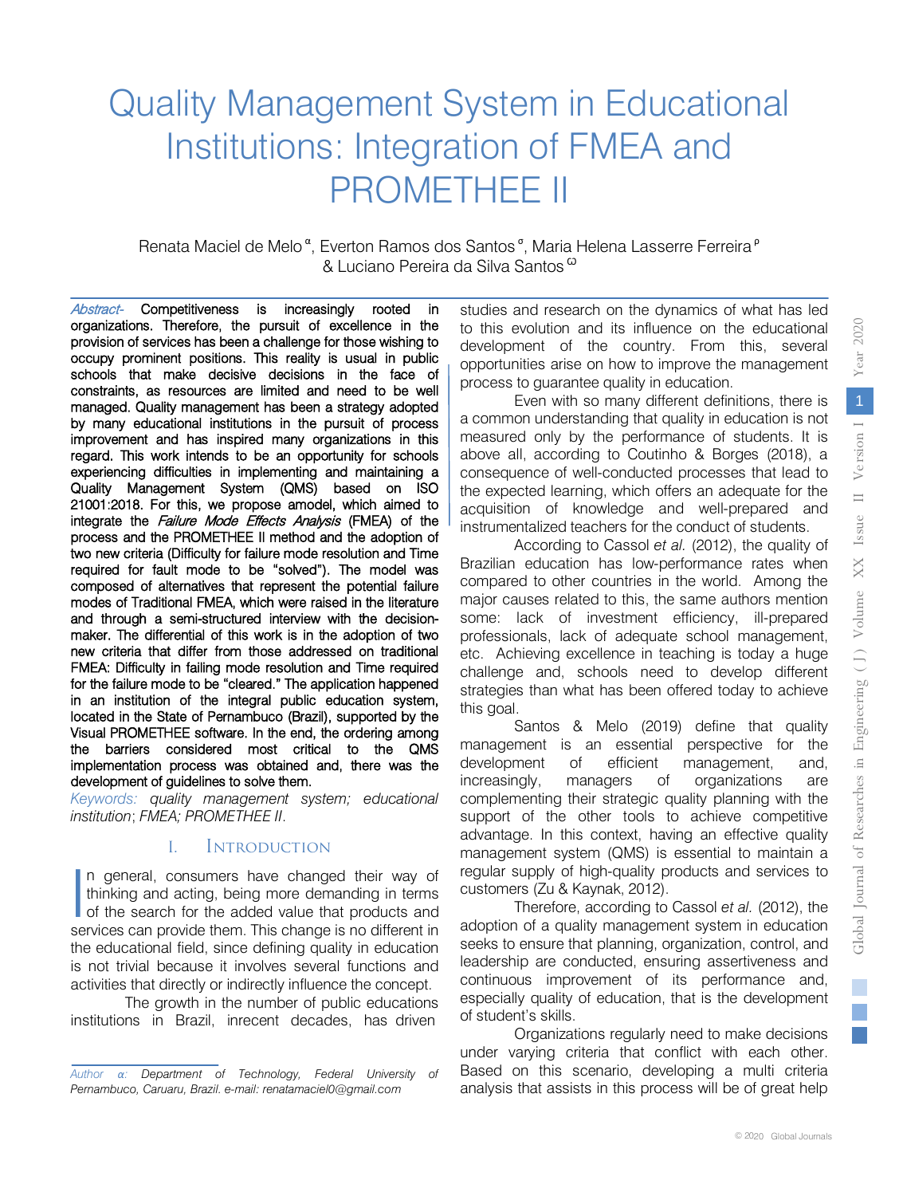# Quality Management System in Educational Institutions: Integration of FMEA and PROMETHEE II

Renata Maciel de Melo [α], Everton Ramos dos Santos [σ], Maria Helena Lasserre Ferreira [ρ] & Luciano Pereira da Silva Santos [Ѡ]

*Abstract-* Competitiveness is increasingly rooted in organizations. Therefore, the pursuit of excellence in the provision of services has been a challenge for those wishing to occupy prominent positions. This reality is usual in public schools that make decisive decisions in the face of constraints, as resources are limited and need to be well managed. Quality management has been a strategy adopted by many educational institutions in the pursuit of process improvement and has inspired many organizations in this regard. This work intends to be an opportunity for schools experiencing difficulties in implementing and maintaining a Quality Management System (QMS) based on ISO 21001:2018. For this, we propose amodel, which aimed to integrate the *Failure Mode Effects Analysis* (FMEA) of the process and the PROMETHEE II method and the adoption of two new criteria (Difficulty for failure mode resolution and Time required for fault mode to be "solved"). The model was composed of alternatives that represent the potential failure modes of Traditional FMEA, which were raised in the literature and through a semi-structured interview with the decision-maker. The differential of this work is in the adoption of two new criteria that differ from those addressed on traditional FMEA: Difficulty in failing mode resolution and Time required for the failure mode to be "cleared." The application happened in an institution of the integral public education system, located in the State of Pernambuco (Brazil), supported by the Visual PROMETHEE software. In the end, the ordering among the barriers considered most critical to the QMS implementation process was obtained and, there was the development of guidelines to solve them.

*Keywords: quality management system; educational institution; FMEA; PROMETHEE II.*

## I. Introduction

In general, consumers have changed their way of thinking and acting, being more demanding in terms of the search for the added value that products and services can provide them. This change is no different in the educational field, since defining quality in education is not trivial because it involves several functions and activities that directly or indirectly influence the concept.

The growth in the number of public educations institutions in Brazil, inrecent decades, has driven studies and research on the dynamics of what has led to this evolution and its influence on the educational development of the country. From this, several opportunities arise on how to improve the management process to guarantee quality in education.

Even with so many different definitions, there is a common understanding that quality in education is not measured only by the performance of students. It is above all, according to Coutinho & Borges (2018), a consequence of well-conducted processes that lead to the expected learning, which offers an adequate for the acquisition of knowledge and well-prepared and instrumentalized teachers for the conduct of students.

According to Cassol *et al.* (2012), the quality of Brazilian education has low-performance rates when compared to other countries in the world. Among the major causes related to this, the same authors mention some: lack of investment efficiency, ill-prepared professionals, lack of adequate school management, etc. Achieving excellence in teaching is today a huge challenge and, schools need to develop different strategies than what has been offered today to achieve this goal.

Santos & Melo (2019) define that quality management is an essential perspective for the development of efficient management, and, increasingly, managers of organizations are complementing their strategic quality planning with the support of the other tools to achieve competitive advantage. In this context, having an effective quality management system (QMS) is essential to maintain a regular supply of high-quality products and services to customers (Zu & Kaynak, 2012).

Therefore, according to Cassol *et al.* (2012), the adoption of a quality management system in education seeks to ensure that planning, organization, control, and leadership are conducted, ensuring assertiveness and continuous improvement of its performance and, especially quality of education, that is the development of student's skills.

Organizations regularly need to make decisions under varying criteria that conflict with each other. Based on this scenario, developing a multi criteria analysis that assists in this process will be of great help

*Author α: Department of Technology, Federal University of Pernambuco, Caruaru, Brazil. e-mail: renatamaciel0@gmail.com*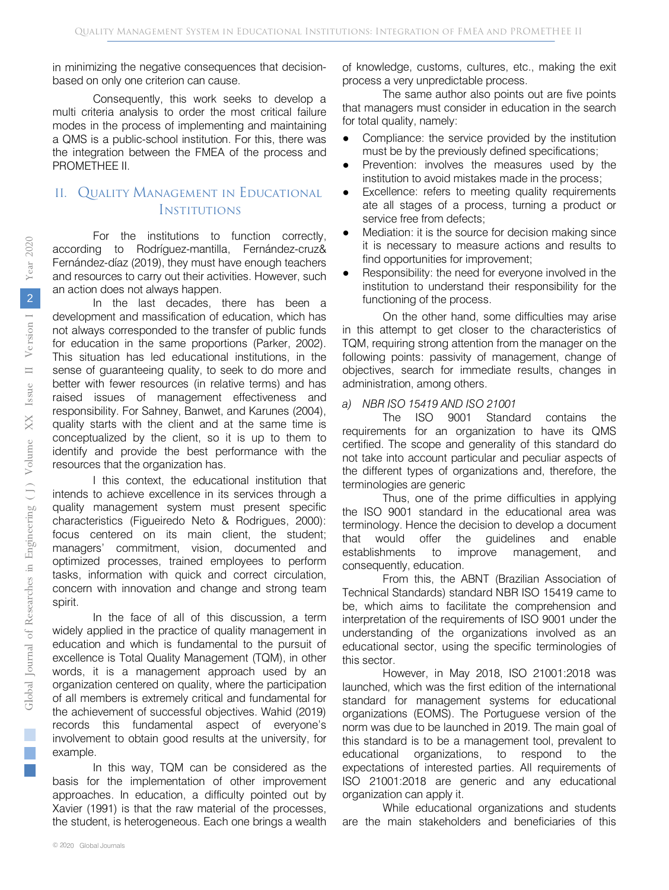in minimizing the negative consequences that decision-based on only one criterion can cause.

Consequently, this work seeks to develop a multi criteria analysis to order the most critical failure modes in the process of implementing and maintaining a QMS is a public-school institution. For this, there was the integration between the FMEA of the process and PROMETHEE II.

## II. Quality Management in Educational Institutions

For the institutions to function correctly, according to Rodríguez-mantilla, Fernández-cruz& Fernández-díaz (2019), they must have enough teachers and resources to carry out their activities. However, such an action does not always happen.

In the last decades, there has been a development and massification of education, which has not always corresponded to the transfer of public funds for education in the same proportions (Parker, 2002). This situation has led educational institutions, in the sense of guaranteeing quality, to seek to do more and better with fewer resources (in relative terms) and has raised issues of management effectiveness and responsibility. For Sahney, Banwet, and Karunes (2004), quality starts with the client and at the same time is conceptualized by the client, so it is up to them to identify and provide the best performance with the resources that the organization has.

I this context, the educational institution that intends to achieve excellence in its services through a quality management system must present specific characteristics (Figueiredo Neto & Rodrigues, 2000): focus centered on its main client, the student; managers' commitment, vision, documented and optimized processes, trained employees to perform tasks, information with quick and correct circulation, concern with innovation and change and strong team spirit.

In the face of all of this discussion, a term widely applied in the practice of quality management in education and which is fundamental to the pursuit of excellence is Total Quality Management (TQM), in other words, it is a management approach used by an organization centered on quality, where the participation of all members is extremely critical and fundamental for the achievement of successful objectives. Wahid (2019) records this fundamental aspect of everyone's involvement to obtain good results at the university, for example.

In this way, TQM can be considered as the basis for the implementation of other improvement approaches. In education, a difficulty pointed out by Xavier (1991) is that the raw material of the processes, the student, is heterogeneous. Each one brings a wealth of knowledge, customs, cultures, etc., making the exit process a very unpredictable process.

The same author also points out are five points that managers must consider in education in the search for total quality, namely:

- Compliance: the service provided by the institution must be by the previously defined specifications;
- Prevention: involves the measures used by the institution to avoid mistakes made in the process;
- Excellence: refers to meeting quality requirements ate all stages of a process, turning a product or service free from defects;
- Mediation: it is the source for decision making since it is necessary to measure actions and results to find opportunities for improvement;
- Responsibility: the need for everyone involved in the institution to understand their responsibility for the functioning of the process.

On the other hand, some difficulties may arise in this attempt to get closer to the characteristics of TQM, requiring strong attention from the manager on the following points: passivity of management, change of objectives, search for immediate results, changes in administration, among others.

### *a) NBR ISO 15419 AND ISO 21001*

The ISO 9001 Standard contains the requirements for an organization to have its QMS certified. The scope and generality of this standard do not take into account particular and peculiar aspects of the different types of organizations and, therefore, the terminologies are generic

Thus, one of the prime difficulties in applying the ISO 9001 standard in the educational area was terminology. Hence the decision to develop a document that would offer the guidelines and enable establishments to improve management, and consequently, education.

From this, the ABNT (Brazilian Association of Technical Standards) standard NBR ISO 15419 came to be, which aims to facilitate the comprehension and interpretation of the requirements of ISO 9001 under the understanding of the organizations involved as an educational sector, using the specific terminologies of this sector.

However, in May 2018, ISO 21001:2018 was launched, which was the first edition of the international standard for management systems for educational organizations (EOMS). The Portuguese version of the norm was due to be launched in 2019. The main goal of this standard is to be a management tool, prevalent to educational organizations, to respond to the expectations of interested parties. All requirements of ISO 21001:2018 are generic and any educational organization can apply it.

While educational organizations and students are the main stakeholders and beneficiaries of this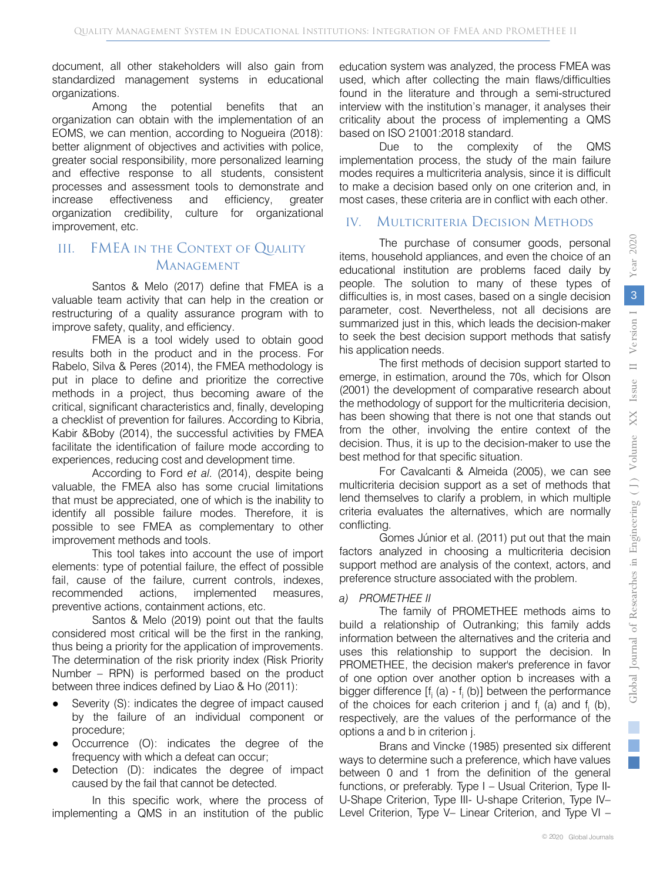document, all other stakeholders will also gain from standardized management systems in educational organizations.

Among the potential benefits that an organization can obtain with the implementation of an EOMS, we can mention, according to Nogueira (2018): better alignment of objectives and activities with police, greater social responsibility, more personalized learning and effective response to all students, consistent processes and assessment tools to demonstrate and increase effectiveness and efficiency, greater organization credibility, culture for organizational improvement, etc.

## III. FMEA in the Context of Quality Management

Santos & Melo (2017) define that FMEA is a valuable team activity that can help in the creation or restructuring of a quality assurance program with to improve safety, quality, and efficiency.

FMEA is a tool widely used to obtain good results both in the product and in the process. For Rabelo, Silva & Peres (2014), the FMEA methodology is put in place to define and prioritize the corrective methods in a project, thus becoming aware of the critical, significant characteristics and, finally, developing a checklist of prevention for failures. According to Kibria, Kabir &Boby (2014), the successful activities by FMEA facilitate the identification of failure mode according to experiences, reducing cost and development time.

According to Ford *et al.* (2014), despite being valuable, the FMEA also has some crucial limitations that must be appreciated, one of which is the inability to identify all possible failure modes. Therefore, it is possible to see FMEA as complementary to other improvement methods and tools.

This tool takes into account the use of import elements: type of potential failure, the effect of possible fail, cause of the failure, current controls, indexes, recommended actions, implemented measures, preventive actions, containment actions, etc.

Santos & Melo (2019) point out that the faults considered most critical will be the first in the ranking, thus being a priority for the application of improvements. The determination of the risk priority index (Risk Priority Number – RPN) is performed based on the product between three indices defined by Liao & Ho (2011):

- Severity (S): indicates the degree of impact caused by the failure of an individual component or procedure;
- Occurrence (O): indicates the degree of the frequency with which a defeat can occur;
- Detection (D): indicates the degree of impact caused by the fail that cannot be detected.

In this specific work, where the process of implementing a QMS in an institution of the public education system was analyzed, the process FMEA was used, which after collecting the main flaws/difficulties found in the literature and through a semi-structured interview with the institution's manager, it analyses their criticality about the process of implementing a QMS based on ISO 21001:2018 standard.

Due to the complexity of the QMS implementation process, the study of the main failure modes requires a multicriteria analysis, since it is difficult to make a decision based only on one criterion and, in most cases, these criteria are in conflict with each other.

## IV. Multicriteria Decision Methods

The purchase of consumer goods, personal items, household appliances, and even the choice of an educational institution are problems faced daily by people. The solution to many of these types of difficulties is, in most cases, based on a single decision parameter, cost. Nevertheless, not all decisions are summarized just in this, which leads the decision-maker to seek the best decision support methods that satisfy his application needs.

The first methods of decision support started to emerge, in estimation, around the 70s, which for Olson (2001) the development of comparative research about the methodology of support for the multicriteria decision, has been showing that there is not one that stands out from the other, involving the entire context of the decision. Thus, it is up to the decision-maker to use the best method for that specific situation.

For Cavalcanti & Almeida (2005), we can see multicriteria decision support as a set of methods that lend themselves to clarify a problem, in which multiple criteria evaluates the alternatives, which are normally conflicting.

Gomes Júnior et al. (2011) put out that the main factors analyzed in choosing a multicriteria decision support method are analysis of the context, actors, and preference structure associated with the problem.

### *a) PROMETHEE II*

The family of PROMETHEE methods aims to build a relationship of Outranking; this family adds information between the alternatives and the criteria and uses this relationship to support the decision. In PROMETHEE, the decision maker's preference in favor of one option over another option b increases with a bigger difference [$f_j$ (a) - $f_j$ (b)] between the performance of the choices for each criterion j and $f_j$ (a) and $f_j$ (b), respectively, are the values of the performance of the options a and b in criterion j.

Brans and Vincke (1985) presented six different ways to determine such a preference, which have values between 0 and 1 from the definition of the general functions, or preferably. Type I – Usual Criterion, Type II-U-Shape Criterion, Type III- U-shape Criterion, Type IV– Level Criterion, Type V– Linear Criterion, and Type VI –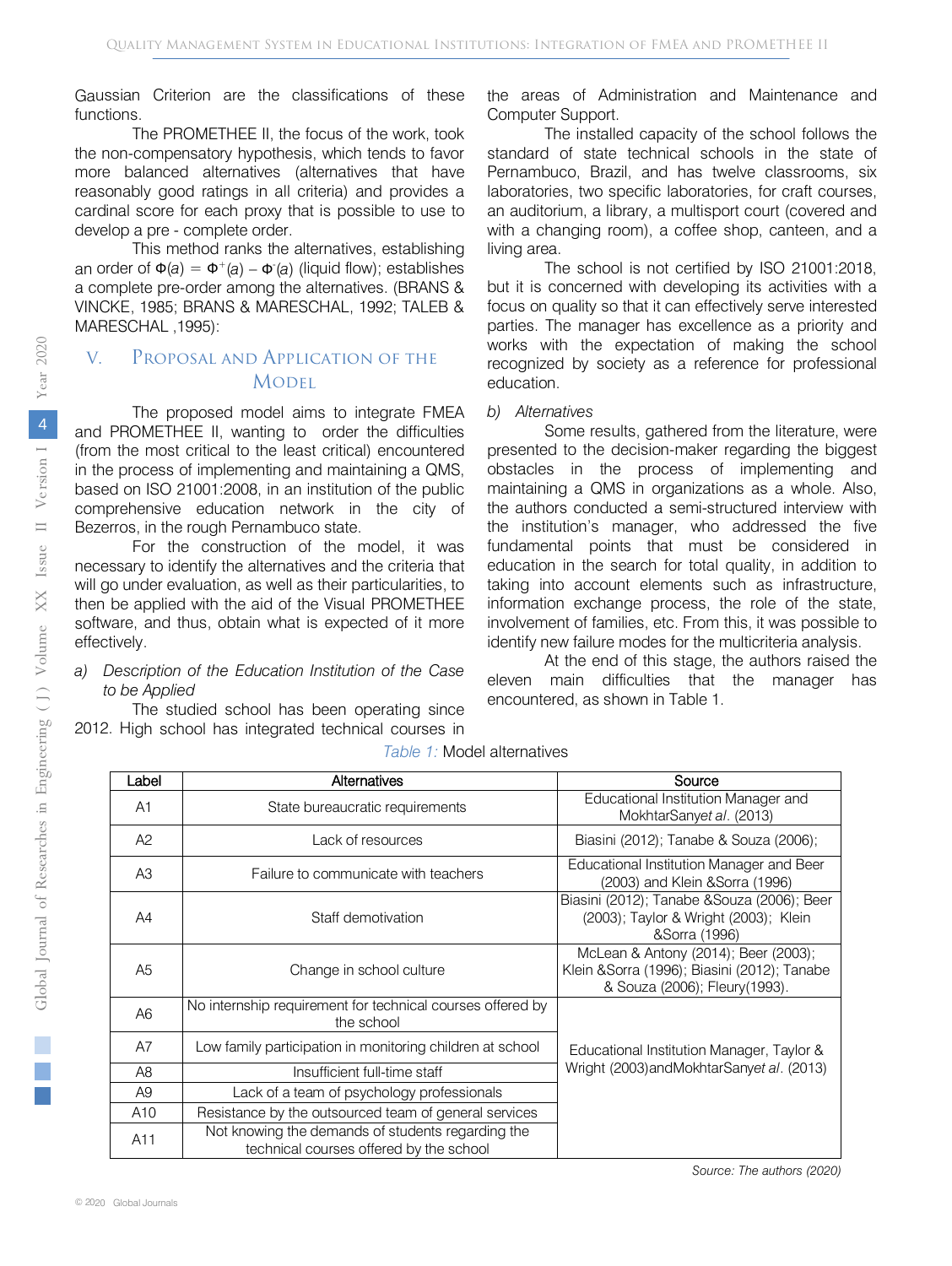Gaussian Criterion are the classifications of these functions.

The PROMETHEE II, the focus of the work, took the non-compensatory hypothesis, which tends to favor more balanced alternatives (alternatives that have reasonably good ratings in all criteria) and provides a cardinal score for each proxy that is possible to use to develop a pre - complete order.

This method ranks the alternatives, establishing an order of $\Phi(a) = \Phi^{+}(a) - \Phi^{-}(a)$ (liquid flow); establishes a complete pre-order among the alternatives. (BRANS & VINCKE, 1985; BRANS & MARESCHAL, 1992; TALEB & MARESCHAL ,1995):

## V. Proposal and Application of the Model

The proposed model aims to integrate FMEA and PROMETHEE II, wanting to order the difficulties (from the most critical to the least critical) encountered in the process of implementing and maintaining a QMS, based on ISO 21001:2008, in an institution of the public comprehensive education network in the city of Bezerros, in the rough Pernambuco state.

For the construction of the model, it was necessary to identify the alternatives and the criteria that will go under evaluation, as well as their particularities, to then be applied with the aid of the Visual PROMETHEE software, and thus, obtain what is expected of it more effectively.

### *a) Description of the Education Institution of the Case to be Applied*

The studied school has been operating since 2012. High school has integrated technical courses in the areas of Administration and Maintenance and Computer Support.

The installed capacity of the school follows the standard of state technical schools in the state of Pernambuco, Brazil, and has twelve classrooms, six laboratories, two specific laboratories, for craft courses, an auditorium, a library, a multisport court (covered and with a changing room), a coffee shop, canteen, and a living area.

The school is not certified by ISO 21001:2018, but it is concerned with developing its activities with a focus on quality so that it can effectively serve interested parties. The manager has excellence as a priority and works with the expectation of making the school recognized by society as a reference for professional education.

### *b) Alternatives*

Some results, gathered from the literature, were presented to the decision-maker regarding the biggest obstacles in the process of implementing and maintaining a QMS in organizations as a whole. Also, the authors conducted a semi-structured interview with the institution's manager, who addressed the five fundamental points that must be considered in education in the search for total quality, in addition to taking into account elements such as infrastructure, information exchange process, the role of the state, involvement of families, etc. From this, it was possible to identify new failure modes for the multicriteria analysis.

At the end of this stage, the authors raised the eleven main difficulties that the manager has encountered, as shown in Table 1.

*Table 1:* Model alternatives

| Label | Alternatives | Source |
|---|---|---|
| A1 | State bureaucratic requirements | Educational Institution Manager and MokhtarSanyet *al*. (2013) |
| A2 | Lack of resources | Biasini (2012); Tanabe & Souza (2006); |
| A3 | Failure to communicate with teachers | Educational Institution Manager and Beer (2003) and Klein &Sorra (1996) |
| A4 | Staff demotivation | Biasini (2012); Tanabe &Souza (2006); Beer (2003); Taylor & Wright (2003); Klein &Sorra (1996) |
| A5 | Change in school culture | McLean & Antony (2014); Beer (2003); Klein &Sorra (1996); Biasini (2012); Tanabe & Souza (2006); Fleury(1993). |
| A6 | No internship requirement for technical courses offered by the school | Educational Institution Manager, Taylor & Wright (2003)andMokhtarSanyet *al*. (2013) |
| A7 | Low family participation in monitoring children at school | |
| A8 | Insufficient full-time staff | |
| A9 | Lack of a team of psychology professionals | |
| A10 | Resistance by the outsourced team of general services | |
| A11 | Not knowing the demands of students regarding the technical courses offered by the school | |

*Source: The authors (2020)*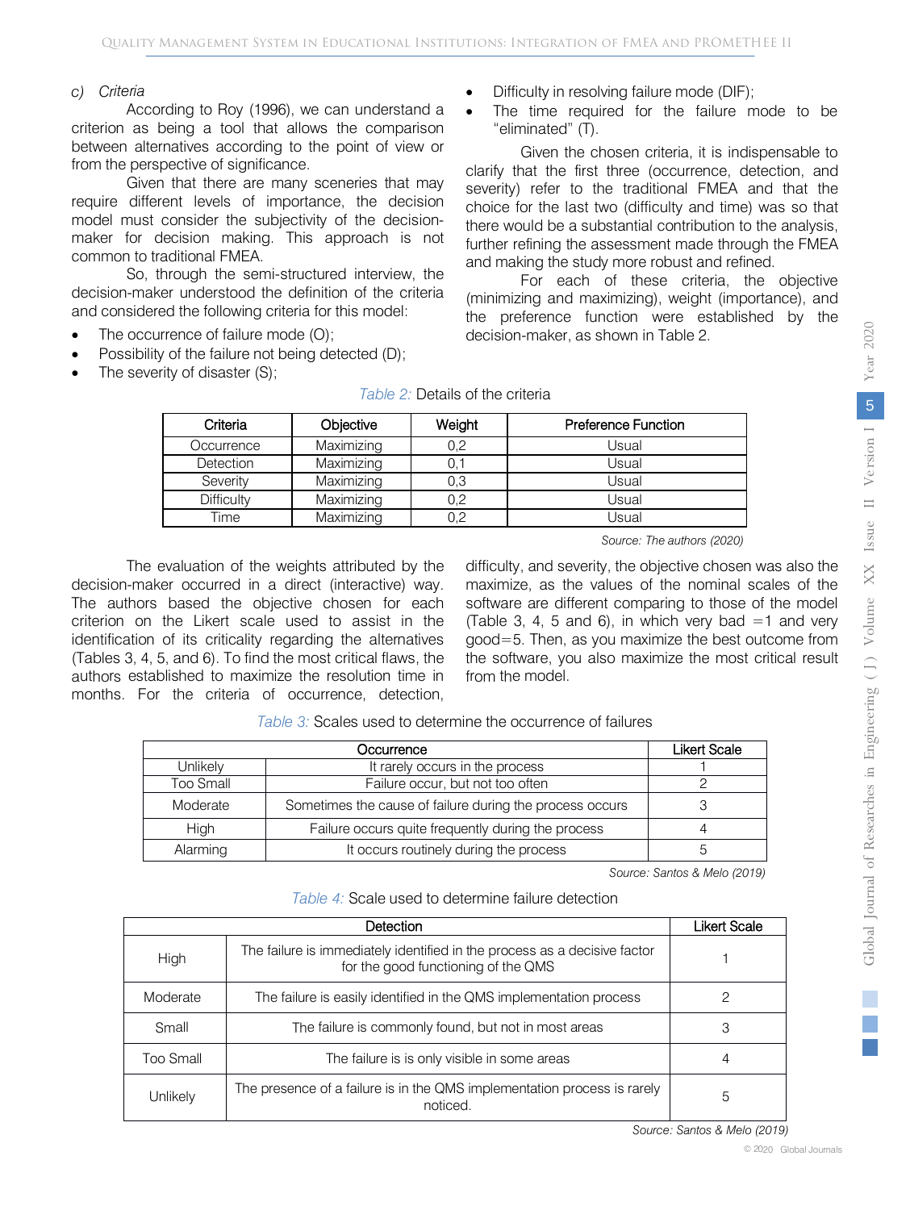*c) Criteria*

According to Roy (1996), we can understand a criterion as being a tool that allows the comparison between alternatives according to the point of view or from the perspective of significance.

Given that there are many sceneries that may require different levels of importance, the decision model must consider the subjectivity of the decision-maker for decision making. This approach is not common to traditional FMEA.

So, through the semi-structured interview, the decision-maker understood the definition of the criteria and considered the following criteria for this model:

- The occurrence of failure mode (O);
- Possibility of the failure not being detected (D);
- The severity of disaster (S);
- Difficulty in resolving failure mode (DIF);
- The time required for the failure mode to be "eliminated" (T).

Given the chosen criteria, it is indispensable to clarify that the first three (occurrence, detection, and severity) refer to the traditional FMEA and that the choice for the last two (difficulty and time) was so that there would be a substantial contribution to the analysis, further refining the assessment made through the FMEA and making the study more robust and refined.

For each of these criteria, the objective (minimizing and maximizing), weight (importance), and the preference function were established by the decision-maker, as shown in Table 2.

*Table 2:* Details of the criteria

| Criteria | Objective | Weight | Preference Function |
|---|---|---|---|
| Occurrence | Maximizing | 0,2 | Usual |
| Detection | Maximizing | 0,1 | Usual |
| Severity | Maximizing | 0,3 | Usual |
| Difficulty | Maximizing | 0,2 | Usual |
| Time | Maximizing | 0,2 | Usual |

*Source: The authors (2020)*

The evaluation of the weights attributed by the decision-maker occurred in a direct (interactive) way. The authors based the objective chosen for each criterion on the Likert scale used to assist in the identification of its criticality regarding the alternatives (Tables 3, 4, 5, and 6). To find the most critical flaws, the authors established to maximize the resolution time in months. For the criteria of occurrence, detection, difficulty, and severity, the objective chosen was also the maximize, as the values of the nominal scales of the software are different comparing to those of the model (Table 3, 4, 5 and 6), in which very bad =1 and very good=5. Then, as you maximize the best outcome from the software, you also maximize the most critical result from the model.

*Table 3:* Scales used to determine the occurrence of failures

| Occurrence | | Likert Scale |
|---|---|---|
| Unlikely | It rarely occurs in the process | 1 |
| Too Small | Failure occur, but not too often | 2 |
| Moderate | Sometimes the cause of failure during the process occurs | 3 |
| High | Failure occurs quite frequently during the process | 4 |
| Alarming | It occurs routinely during the process | 5 |

*Source: Santos & Melo (2019)*

*Table 4:* Scale used to determine failure detection

| Detection | | Likert Scale |
|---|---|---|
| High | The failure is immediately identified in the process as a decisive factor for the good functioning of the QMS | 1 |
| Moderate | The failure is easily identified in the QMS implementation process | 2 |
| Small | The failure is commonly found, but not in most areas | 3 |
| Too Small | The failure is is only visible in some areas | 4 |
| Unlikely | The presence of a failure is in the QMS implementation process is rarely noticed. | 5 |

*Source: Santos & Melo (2019)*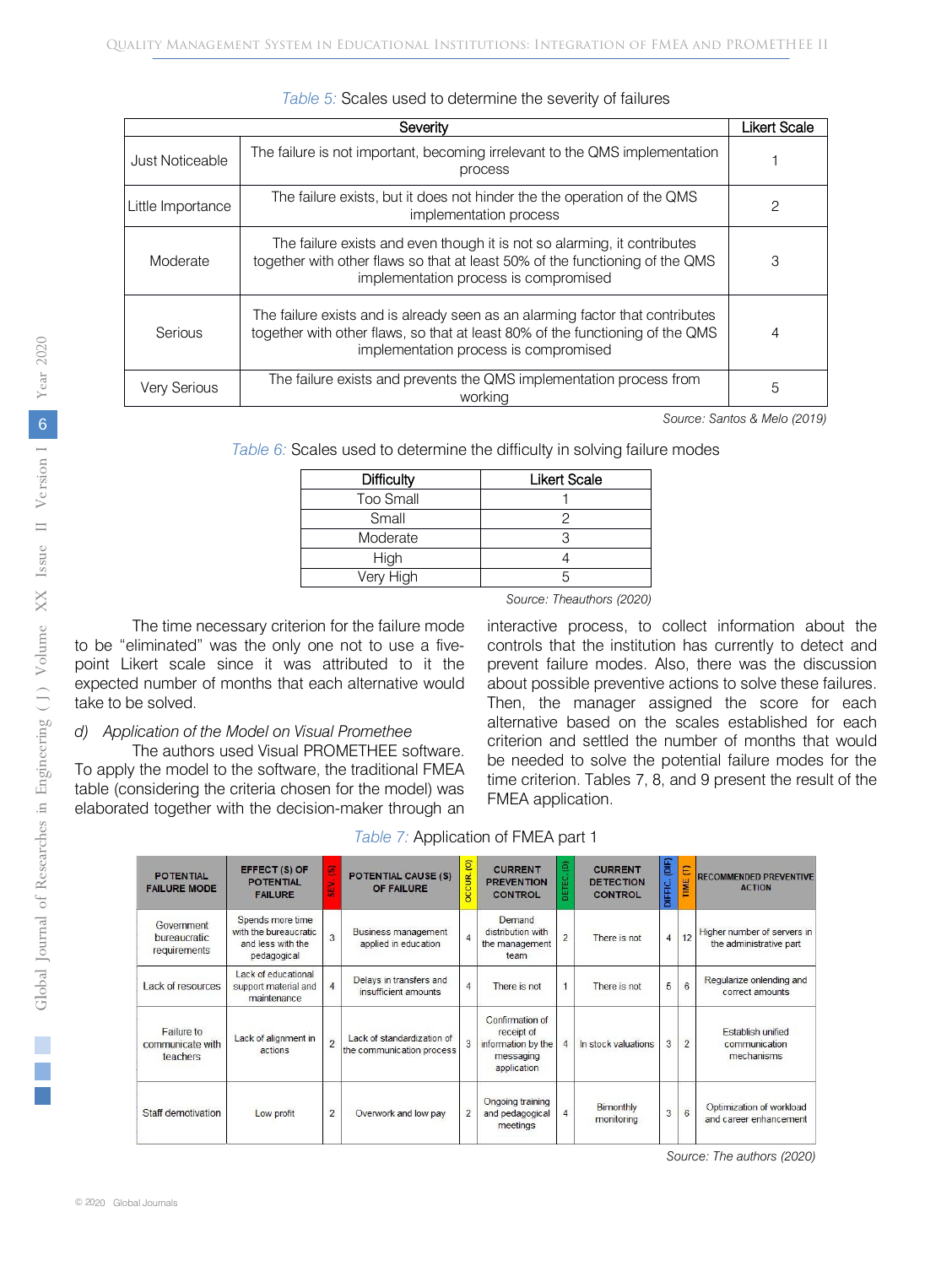Table 5: Scales used to determine the severity of failures

| Severity | | Likert Scale |
|---|---|---|
| Just Noticeable | The failure is not important, becoming irrelevant to the QMS implementation process | 1 |
| Little Importance | The failure exists, but it does not hinder the the operation of the QMS implementation process | 2 |
| Moderate | The failure exists and even though it is not so alarming, it contributes together with other flaws so that at least 50% of the functioning of the QMS implementation process is compromised | 3 |
| Serious | The failure exists and is already seen as an alarming factor that contributes together with other flaws, so that at least 80% of the functioning of the QMS implementation process is compromised | 4 |
| Very Serious | The failure exists and prevents the QMS implementation process from working | 5 |

Source: Santos & Melo (2019)

Table 6: Scales used to determine the difficulty in solving failure modes

| Difficulty | Likert Scale |
|---|---|
| Too Small | 1 |
| Small | 2 |
| Moderate | 3 |
| High | 4 |
| Very High | 5 |

Source: Theauthors (2020)

The time necessary criterion for the failure mode to be "eliminated" was the only one not to use a five-point Likert scale since it was attributed to it the expected number of months that each alternative would take to be solved.

*d) Application of the Model on Visual Promethee*

The authors used Visual PROMETHEE software. To apply the model to the software, the traditional FMEA table (considering the criteria chosen for the model) was elaborated together with the decision-maker through an interactive process, to collect information about the controls that the institution has currently to detect and prevent failure modes. Also, there was the discussion about possible preventive actions to solve these failures. Then, the manager assigned the score for each alternative based on the scales established for each criterion and settled the number of months that would be needed to solve the potential failure modes for the time criterion. Tables 7, 8, and 9 present the result of the FMEA application.

Table 7: Application of FMEA part 1

| POTENTIAL FAILURE MODE | EFFECT (S) OF POTENTIAL FAILURE | SEV. (S) | POTENTIAL CAUSE (S) OF FAILURE | OCCUR. (O) | CURRENT PREVENTION CONTROL | DETEC. (D) | CURRENT DETECTION CONTROL | DIFFIC. (DIF) | TIME (T) | RECOMMENDED PREVENTIVE ACTION |
|---|---|---|---|---|---|---|---|---|---|---|
| Government bureaucratic requirements | Spends more time with the bureaucratic and less with the pedagogical | 3 | Business management applied in education | 4 | Demand distribution with the management team | 2 | There is not | 4 | 12 | Higher number of servers in the administrative part |
| Lack of resources | Lack of educational support material and maintenance | 4 | Delays in transfers and insufficient amounts | 4 | There is not | 1 | There is not | 5 | 6 | Regularize onlending and correct amounts |
| Failure to communicate with teachers | Lack of alignment in actions | 2 | Lack of standardization of the communication process | 3 | Confirmation of receipt of information by the messaging application | 4 | In stock valuations | 3 | 2 | Establish unified communication mechanisms |
| Staff demotivation | Low profit | 2 | Overwork and low pay | 2 | Ongoing training and pedagogical meetings | 4 | Bimonthly monitoring | 3 | 6 | Optimization of workload and career enhancement |

Source: The authors (2020)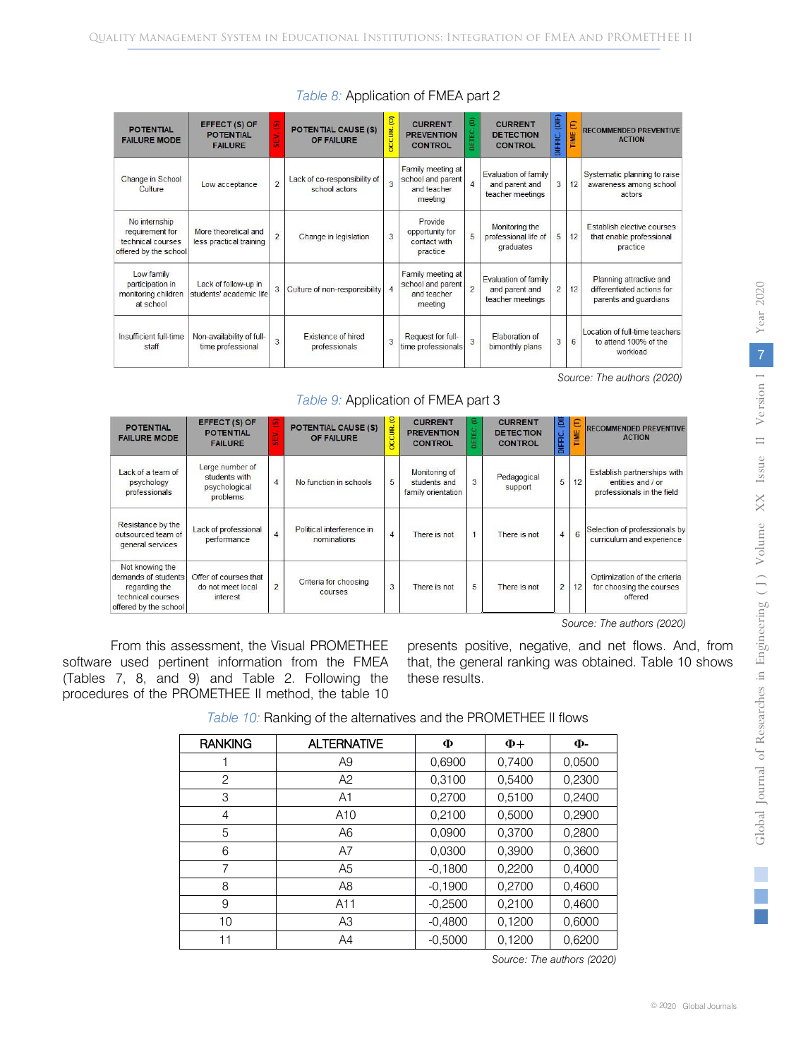Table 8: Application of FMEA part 2

| POTENTIAL FAILURE MODE | EFFECT (S) OF POTENTIAL FAILURE | SEV. (S) | POTENTIAL CAUSE (S) OF FAILURE | OCCUR. (O) | CURRENT PREVENTION CONTROL | DETEC. (D) | CURRENT DETECTION CONTROL | DIFFIC. (DIF) | TIME (T) | RECOMMENDED PREVENTIVE ACTION |
|---|---|---|---|---|---|---|---|---|---|---|
| Change in School Culture | Low acceptance | 2 | Lack of co-responsibility of school actors | 3 | Family meeting at school and parent and teacher meeting | 4 | Evaluation of family and parent and teacher meetings | 3 | 12 | Systematic planning to raise awareness among school actors |
| No internship requirement for technical courses offered by the school | More theoretical and less practical training | 2 | Change in legislation | 3 | Provide opportunity for contact with practice | 5 | Monitoring the professional life of graduates | 5 | 12 | Establish elective courses that enable professional practice |
| Low family participation in monitoring children at school | Lack of follow-up in students' academic life | 3 | Culture of non-responsibility | 4 | Family meeting at school and parent and teacher meeting | 2 | Evaluation of family and parent and teacher meetings | 2 | 12 | Planning attractive and differentiated actions for parents and guardians |
| Insufficient full-time staff | Non-availability of full-time professional | 3 | Existence of hired professionals | 3 | Request for full-time professionals | 3 | Elaboration of bimonthly plans | 3 | 6 | Location of full-time teachers to attend 100% of the workload |

Source: The authors (2020)

Table 9: Application of FMEA part 3

| POTENTIAL FAILURE MODE | EFFECT (S) OF POTENTIAL FAILURE | SEV. (S) | POTENTIAL CAUSE (S) OF FAILURE | OCCUR. (O) | CURRENT PREVENTION CONTROL | DETEC. (D) | CURRENT DETECTION CONTROL | DIFFIC. (DIF) | TIME (T) | RECOMMENDED PREVENTIVE ACTION |
|---|---|---|---|---|---|---|---|---|---|---|
| Lack of a team of psychology professionals | Large number of students with psychological problems | 4 | No function in schools | 5 | Monitoring of students and family orientation | 3 | Pedagogical support | 5 | 12 | Establish partnerships with entities and / or professionals in the field |
| Resistance by the outsourced team of general services | Lack of professional performance | 4 | Political interference in nominations | 4 | There is not | 1 | There is not | 4 | 6 | Selection of professionals by curriculum and experience |
| Not knowing the demands of students regarding the technical courses offered by the school | Offer of courses that do not meet local interest | 2 | Criteria for choosing courses | 3 | There is not | 5 | There is not | 2 | 12 | Optimization of the criteria for choosing the courses offered |

Source: The authors (2020)

From this assessment, the Visual PROMETHEE software used pertinent information from the FMEA (Tables 7, 8, and 9) and Table 2. Following the procedures of the PROMETHEE II method, the table 10 presents positive, negative, and net flows. And, from that, the general ranking was obtained. Table 10 shows these results.

Table 10: Ranking of the alternatives and the PROMETHEE II flows

| RANKING | ALTERNATIVE | $\Phi$ | $\Phi+$ | $\Phi-$ |
|---|---|---|---|---|
| 1 | A9 | 0,6900 | 0,7400 | 0,0500 |
| 2 | A2 | 0,3100 | 0,5400 | 0,2300 |
| 3 | A1 | 0,2700 | 0,5100 | 0,2400 |
| 4 | A10 | 0,2100 | 0,5000 | 0,2900 |
| 5 | A6 | 0,0900 | 0,3700 | 0,2800 |
| 6 | A7 | 0,0300 | 0,3900 | 0,3600 |
| 7 | A5 | -0,1800 | 0,2200 | 0,4000 |
| 8 | A8 | -0,1900 | 0,2700 | 0,4600 |
| 9 | A11 | -0,2500 | 0,2100 | 0,4600 |
| 10 | A3 | -0,4800 | 0,1200 | 0,6000 |
| 11 | A4 | -0,5000 | 0,1200 | 0,6200 |

Source: The authors (2020)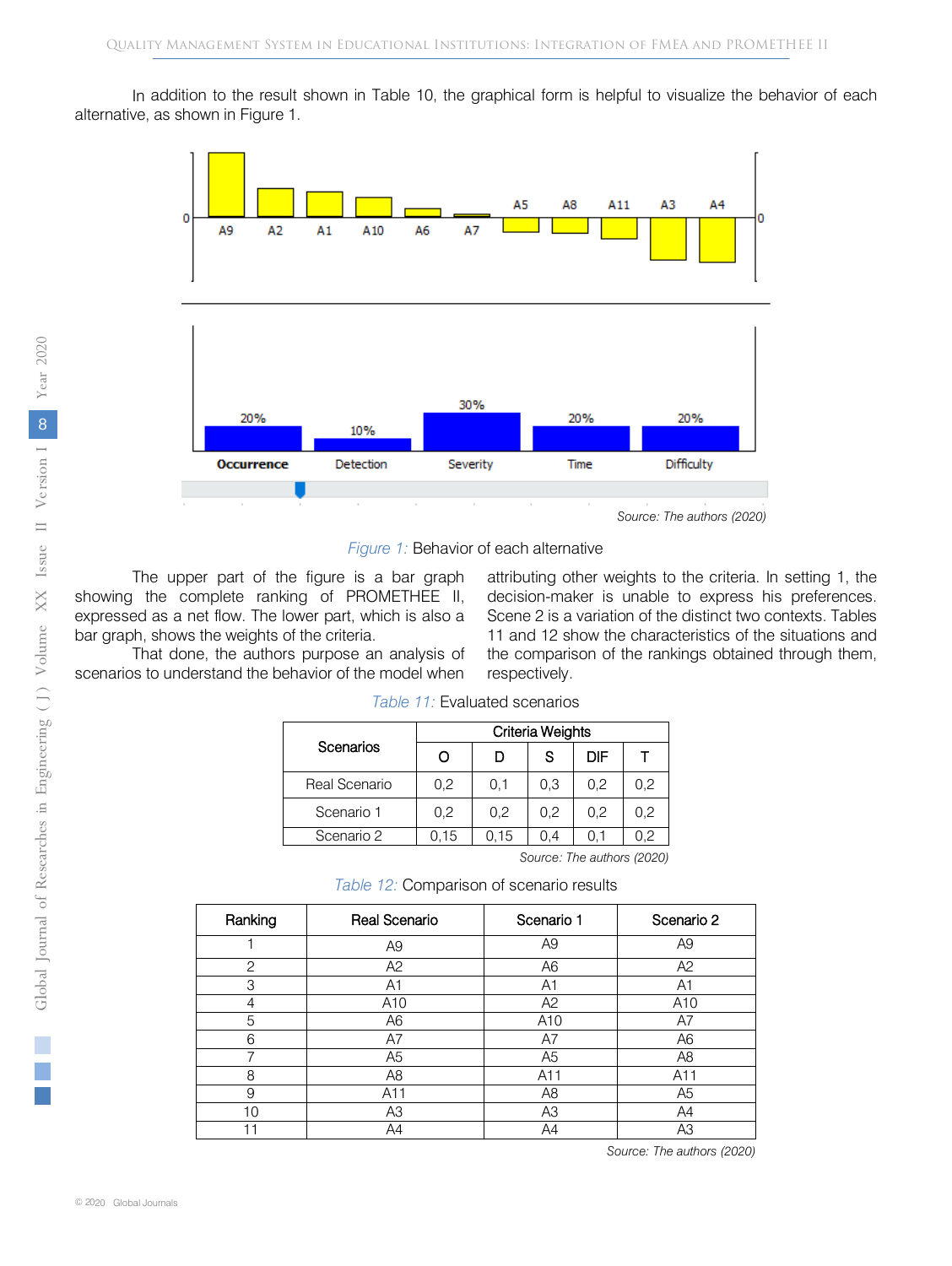In addition to the result shown in Table 10, the graphical form is helpful to visualize the behavior of each alternative, as shown in Figure 1.

Source: The authors (2020)

*Figure 1:* Behavior of each alternative

The upper part of the figure is a bar graph showing the complete ranking of PROMETHEE II, expressed as a net flow. The lower part, which is also a bar graph, shows the weights of the criteria.

That done, the authors purpose an analysis of scenarios to understand the behavior of the model when attributing other weights to the criteria. In setting 1, the decision-maker is unable to express his preferences. Scene 2 is a variation of the distinct two contexts. Tables 11 and 12 show the characteristics of the situations and the comparison of the rankings obtained through them, respectively.

*Table 11:* Evaluated scenarios

| Scenarios | Criteria Weights | | | | |
|---|---|---|---|---|---|
| | O | D | S | DIF | T |
| Real Scenario | 0,2 | 0,1 | 0,3 | 0,2 | 0,2 |
| Scenario 1 | 0,2 | 0,2 | 0,2 | 0,2 | 0,2 |
| Scenario 2 | 0,15 | 0,15 | 0,4 | 0,1 | 0,2 |

*Source: The authors (2020)*

*Table 12:* Comparison of scenario results

| Ranking | Real Scenario | Scenario 1 | Scenario 2 |
|---|---|---|---|
| 1 | A9 | A9 | A9 |
| 2 | A2 | A6 | A2 |
| 3 | A1 | A1 | A1 |
| 4 | A10 | A2 | A10 |
| 5 | A6 | A10 | A7 |
| 6 | A7 | A7 | A6 |
| 7 | A5 | A5 | A8 |
| 8 | A8 | A11 | A11 |
| 9 | A11 | A8 | A5 |
| 10 | A3 | A3 | A4 |
| 11 | A4 | A4 | A3 |

*Source: The authors (2020)*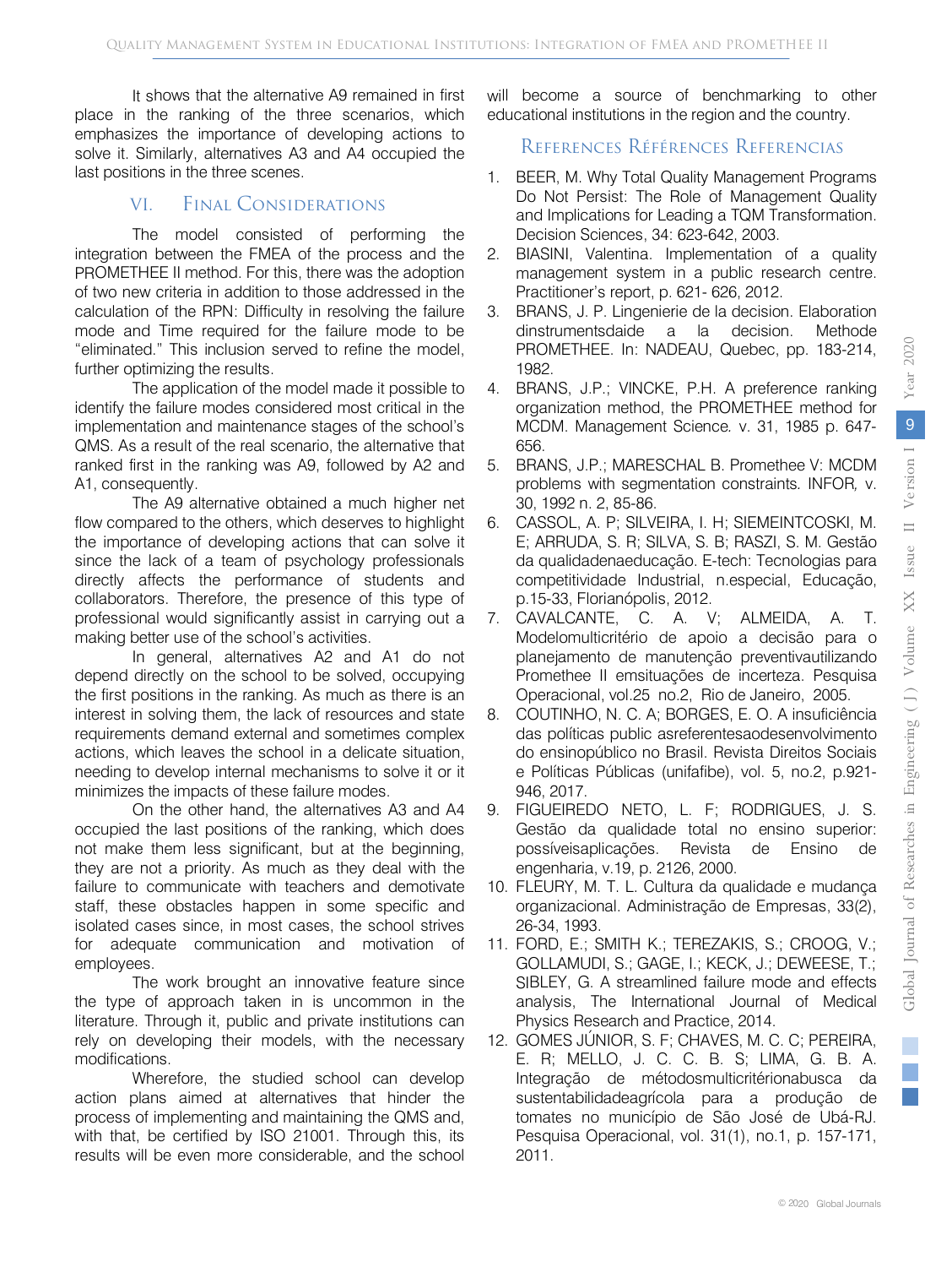It shows that the alternative A9 remained in first place in the ranking of the three scenarios, which emphasizes the importance of developing actions to solve it. Similarly, alternatives A3 and A4 occupied the last positions in the three scenes.

## VI. Final Considerations

The model consisted of performing the integration between the FMEA of the process and the PROMETHEE II method. For this, there was the adoption of two new criteria in addition to those addressed in the calculation of the RPN: Difficulty in resolving the failure mode and Time required for the failure mode to be "eliminated." This inclusion served to refine the model, further optimizing the results.

The application of the model made it possible to identify the failure modes considered most critical in the implementation and maintenance stages of the school's QMS. As a result of the real scenario, the alternative that ranked first in the ranking was A9, followed by A2 and A1, consequently.

The A9 alternative obtained a much higher net flow compared to the others, which deserves to highlight the importance of developing actions that can solve it since the lack of a team of psychology professionals directly affects the performance of students and collaborators. Therefore, the presence of this type of professional would significantly assist in carrying out a making better use of the school's activities.

In general, alternatives A2 and A1 do not depend directly on the school to be solved, occupying the first positions in the ranking. As much as there is an interest in solving them, the lack of resources and state requirements demand external and sometimes complex actions, which leaves the school in a delicate situation, needing to develop internal mechanisms to solve it or it minimizes the impacts of these failure modes.

On the other hand, the alternatives A3 and A4 occupied the last positions of the ranking, which does not make them less significant, but at the beginning, they are not a priority. As much as they deal with the failure to communicate with teachers and demotivate staff, these obstacles happen in some specific and isolated cases since, in most cases, the school strives for adequate communication and motivation of employees.

The work brought an innovative feature since the type of approach taken in is uncommon in the literature. Through it, public and private institutions can rely on developing their models, with the necessary modifications.

Wherefore, the studied school can develop action plans aimed at alternatives that hinder the process of implementing and maintaining the QMS and, with that, be certified by ISO 21001. Through this, its results will be even more considerable, and the school will become a source of benchmarking to other educational institutions in the region and the country.

## References Références Referencias

1. BEER, M. Why Total Quality Management Programs Do Not Persist: The Role of Management Quality and Implications for Leading a TQM Transformation. Decision Sciences, 34: 623-642, 2003.
2. BIASINI, Valentina. Implementation of a quality management system in a public research centre. Practitioner's report, p. 621- 626, 2012.
3. BRANS, J. P. Lingenierie de la decision. Elaboration dinstrumentsdaide a la decision. Methode PROMETHEE. In: NADEAU, Quebec, pp. 183-214, 1982.
4. BRANS, J.P.; VINCKE, P.H. A preference ranking organization method, the PROMETHEE method for MCDM. Management Science. v. 31, 1985 p. 647-656.
5. BRANS, J.P.; MARESCHAL B. Promethee V: MCDM problems with segmentation constraints. INFOR, v. 30, 1992 n. 2, 85-86.
6. CASSOL, A. P; SILVEIRA, I. H; SIEMEINTCOSKI, M. E; ARRUDA, S. R; SILVA, S. B; RASZI, S. M. Gestão da qualidadenaeducação. E-tech: Tecnologias para competitividade Industrial, n.especial, Educação, p.15-33, Florianópolis, 2012.
7. CAVALCANTE, C. A. V; ALMEIDA, A. T. Modelomulticritério de apoio a decisão para o planejamento de manutenção preventivautilizando Promethee II emsituações de incerteza. Pesquisa Operacional, vol.25 no.2, Rio de Janeiro, 2005.
8. COUTINHO, N. C. A; BORGES, E. O. A insuficiência das políticas public asreferentesaodesenvolvimento do ensinopúblico no Brasil. Revista Direitos Sociais e Políticas Públicas (unifafibe), vol. 5, no.2, p.921-946, 2017.
9. FIGUEIREDO NETO, L. F; RODRIGUES, J. S. Gestão da qualidade total no ensino superior: possíveisaplicações. Revista de Ensino de engenharia, v.19, p. 2126, 2000.
10. FLEURY, M. T. L. Cultura da qualidade e mudança organizacional. Administração de Empresas, 33(2), 26-34, 1993.
11. FORD, E.; SMITH K.; TEREZAKIS, S.; CROOG, V.; GOLLAMUDI, S.; GAGE, I.; KECK, J.; DEWEESE, T.; SIBLEY, G. A streamlined failure mode and effects analysis, The International Journal of Medical Physics Research and Practice, 2014.
12. GOMES JÚNIOR, S. F; CHAVES, M. C. C; PEREIRA, E. R; MELLO, J. C. C. B. S; LIMA, G. B. A. Integração de métodosmulticritérionabusca da sustentabilidadeagrícola para a produção de tomates no município de São José de Ubá-RJ. Pesquisa Operacional, vol. 31(1), no.1, p. 157-171, 2011.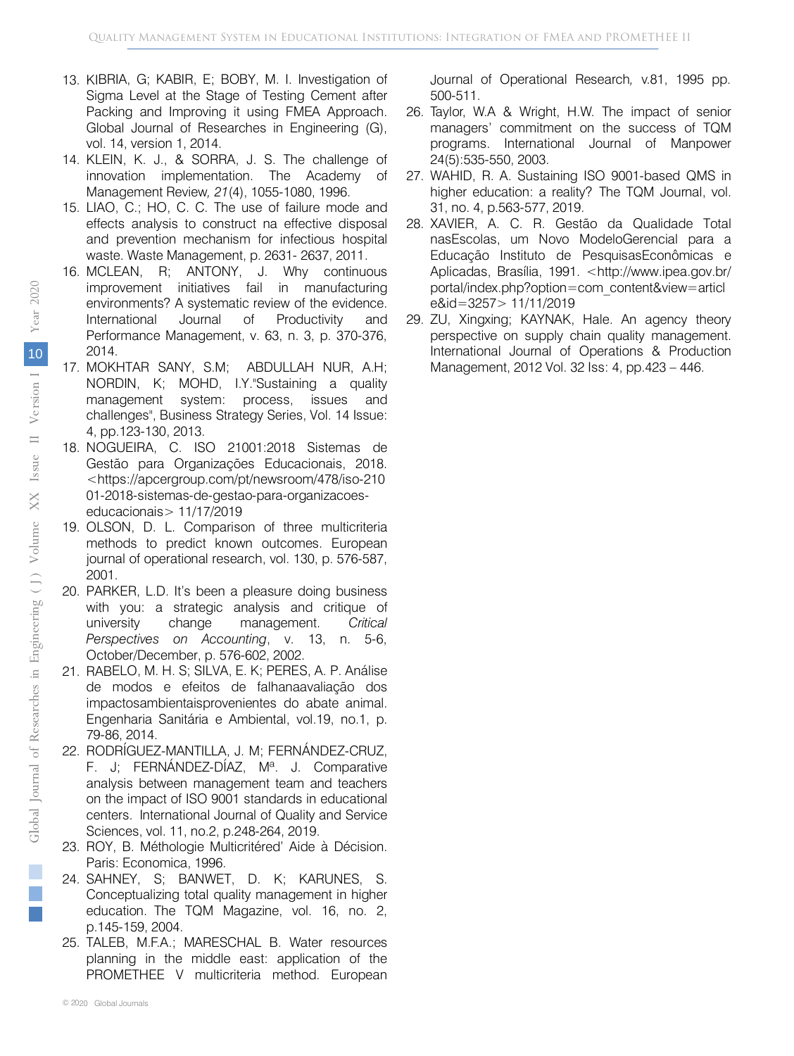13. KIBRIA, G; KABIR, E; BOBY, M. I. Investigation of Sigma Level at the Stage of Testing Cement after Packing and Improving it using FMEA Approach. Global Journal of Researches in Engineering (G), vol. 14, version 1, 2014.
14. KLEIN, K. J., & SORRA, J. S. The challenge of innovation implementation. The Academy of Management Review, *21*(4), 1055-1080, 1996.
15. LIAO, C.; HO, C. C. The use of failure mode and effects analysis to construct na effective disposal and prevention mechanism for infectious hospital waste. Waste Management, p. 2631- 2637, 2011.
16. MCLEAN, R; ANTONY, J. Why continuous improvement initiatives fail in manufacturing environments? A systematic review of the evidence. International Journal of Productivity and Performance Management, v. 63, n. 3, p. 370-376, 2014.
17. MOKHTAR SANY, S.M; ABDULLAH NUR, A.H; NORDIN, K; MOHD, I.Y."Sustaining a quality management system: process, issues and challenges", Business Strategy Series, Vol. 14 Issue: 4, pp.123-130, 2013.
18. NOGUEIRA, C. ISO 21001:2018 Sistemas de Gestão para Organizações Educacionais, 2018. <https://apcergroup.com/pt/newsroom/478/iso-21001-2018-sistemas-de-gestao-para-organizacoes-educacionais> 11/17/2019
19. OLSON, D. L. Comparison of three multicriteria methods to predict known outcomes. European journal of operational research, vol. 130, p. 576-587, 2001.
20. PARKER, L.D. It's been a pleasure doing business with you: a strategic analysis and critique of university change management. *Critical Perspectives on Accounting*, v. 13, n. 5-6, October/December, p. 576-602, 2002.
21. RABELO, M. H. S; SILVA, E. K; PERES, A. P. Análise de modos e efeitos de falhanaavaliação dos impactosambientaisprovenientes do abate animal. Engenharia Sanitária e Ambiental, vol.19, no.1, p. 79-86, 2014.
22. RODRÍGUEZ-MANTILLA, J. M; FERNÁNDEZ-CRUZ, F. J; FERNÁNDEZ-DÍAZ, Mª. J. Comparative analysis between management team and teachers on the impact of ISO 9001 standards in educational centers. International Journal of Quality and Service Sciences, vol. 11, no.2, p.248-264, 2019.
23. ROY, B. Méthologie Multicritéred' Aide à Décision. Paris: Economica, 1996.
24. SAHNEY, S; BANWET, D. K; KARUNES, S. Conceptualizing total quality management in higher education. The TQM Magazine, vol. 16, no. 2, p.145-159, 2004.
25. TALEB, M.F.A.; MARESCHAL B. Water resources planning in the middle east: application of the PROMETHEE V multicriteria method. European Journal of Operational Research, v.81, 1995 pp. 500-511.
26. Taylor, W.A & Wright, H.W. The impact of senior managers' commitment on the success of TQM programs. International Journal of Manpower 24(5):535-550, 2003.
27. WAHID, R. A. Sustaining ISO 9001-based QMS in higher education: a reality? The TQM Journal, vol. 31, no. 4, p.563-577, 2019.
28. XAVIER, A. C. R. Gestão da Qualidade Total nasEscolas, um Novo ModeloGerencial para a Educação Instituto de PesquisasEconômicas e Aplicadas, Brasília, 1991. <http://www.ipea.gov.br/portal/index.php?option=com_content&view=article&id=3257> 11/11/2019
29. ZU, Xingxing; KAYNAK, Hale. An agency theory perspective on supply chain quality management. International Journal of Operations & Production Management, 2012 Vol. 32 Iss: 4, pp.423 – 446.